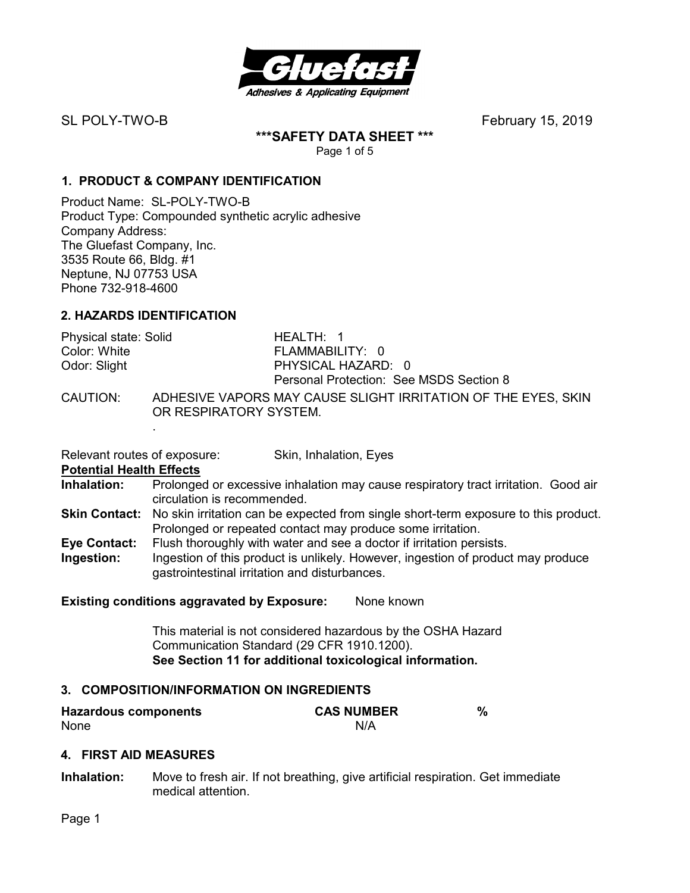SL POLY-TWO-B February 15, 2019

# \*\*\*SAFETY DATA SHEET \*\*\*

## 1. PRODUCT & COMPANY IDENTIFICATION

Product Name: SL-POLY-TWO-B
Product Type: Compounded synthetic acrylic adhesive
Company Address:
The Gluefast Company, Inc.
3535 Route 66, Bldg. #1
Neptune, NJ 07753 USA
Phone 732-918-4600

## 2. HAZARDS IDENTIFICATION

| | |
|---|---|
| Physical state: Solid | HEALTH: 1 |
| Color: White | FLAMMABILITY: 0 |
| Odor: Slight | PHYSICAL HAZARD: 0 |
| | Personal Protection: See MSDS Section 8 |

CAUTION: ADHESIVE VAPORS MAY CAUSE SLIGHT IRRITATION OF THE EYES, SKIN OR RESPIRATORY SYSTEM.

Relevant routes of exposure: Skin, Inhalation, Eyes

**Potential Health Effects**

**Inhalation:** Prolonged or excessive inhalation may cause respiratory tract irritation. Good air circulation is recommended.

**Skin Contact:** No skin irritation can be expected from single short-term exposure to this product. Prolonged or repeated contact may produce some irritation.

**Eye Contact:** Flush thoroughly with water and see a doctor if irritation persists.

**Ingestion:** Ingestion of this product is unlikely. However, ingestion of product may produce gastrointestinal irritation and disturbances.

**Existing conditions aggravated by Exposure:** None known

This material is not considered hazardous by the OSHA Hazard Communication Standard (29 CFR 1910.1200).
**See Section 11 for additional toxicological information.**

## 3. COMPOSITION/INFORMATION ON INGREDIENTS

| Hazardous components | CAS NUMBER | % |
|---|---|---|
| None | N/A | |

## 4. FIRST AID MEASURES

**Inhalation:** Move to fresh air. If not breathing, give artificial respiration. Get immediate medical attention.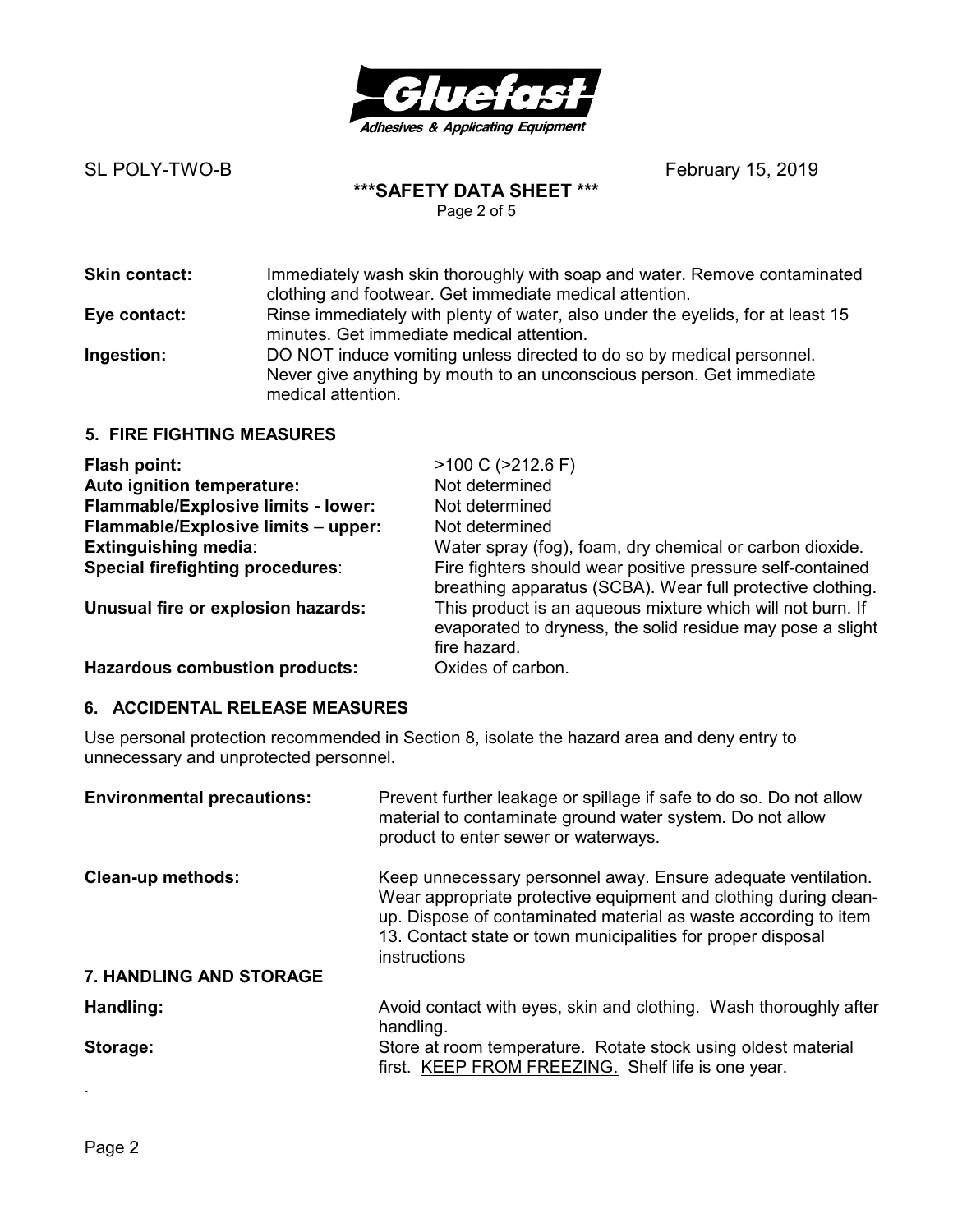**Skin contact:** Immediately wash skin thoroughly with soap and water. Remove contaminated clothing and footwear. Get immediate medical attention.

**Eye contact:** Rinse immediately with plenty of water, also under the eyelids, for at least 15 minutes. Get immediate medical attention.

**Ingestion:** DO NOT induce vomiting unless directed to do so by medical personnel. Never give anything by mouth to an unconscious person. Get immediate medical attention.

## 5. FIRE FIGHTING MEASURES

| | |
|---|---|
| **Flash point:** | >100 C (>212.6 F) |
| **Auto ignition temperature:** | Not determined |
| **Flammable/Explosive limits - lower:** | Not determined |
| **Flammable/Explosive limits – upper:** | Not determined |
| **Extinguishing media**: | Water spray (fog), foam, dry chemical or carbon dioxide. |
| **Special firefighting procedures**: | Fire fighters should wear positive pressure self-contained breathing apparatus (SCBA). Wear full protective clothing. |
| **Unusual fire or explosion hazards:** | This product is an aqueous mixture which will not burn. If evaporated to dryness, the solid residue may pose a slight fire hazard. |
| **Hazardous combustion products:** | Oxides of carbon. |

## 6. ACCIDENTAL RELEASE MEASURES

Use personal protection recommended in Section 8, isolate the hazard area and deny entry to unnecessary and unprotected personnel.

**Environmental precautions:** Prevent further leakage or spillage if safe to do so. Do not allow material to contaminate ground water system. Do not allow product to enter sewer or waterways.

**Clean-up methods:** Keep unnecessary personnel away. Ensure adequate ventilation. Wear appropriate protective equipment and clothing during clean-up. Dispose of contaminated material as waste according to item 13. Contact state or town municipalities for proper disposal instructions

## 7. HANDLING AND STORAGE

**Handling:** Avoid contact with eyes, skin and clothing. Wash thoroughly after handling.

**Storage:** Store at room temperature. Rotate stock using oldest material first. <u>KEEP FROM FREEZING.</u> Shelf life is one year.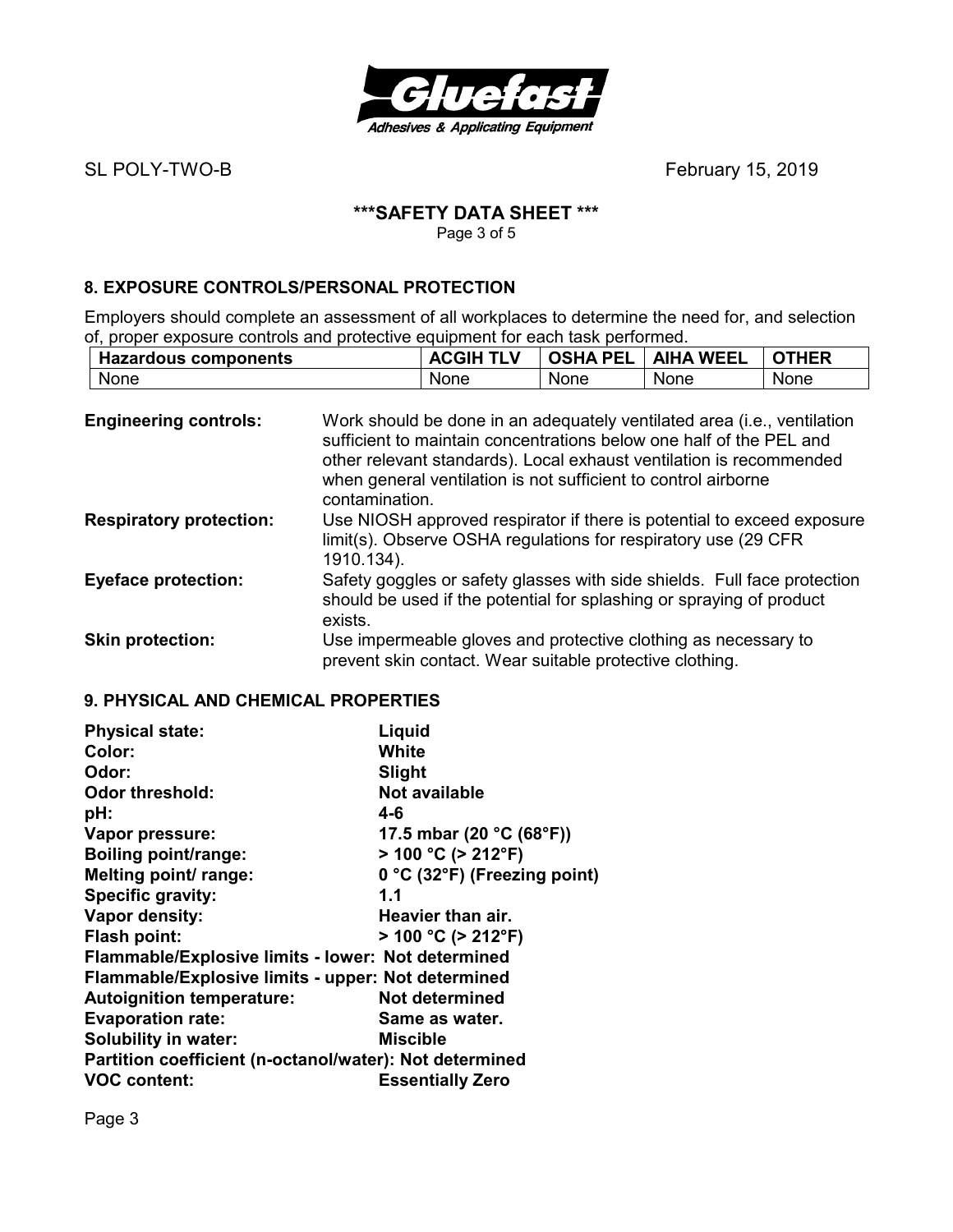## 8. EXPOSURE CONTROLS/PERSONAL PROTECTION

Employers should complete an assessment of all workplaces to determine the need for, and selection of, proper exposure controls and protective equipment for each task performed.

| Hazardous components | ACGIH TLV | OSHA PEL | AIHA WEEL | OTHER |
|---|---|---|---|---|
| None | None | None | None | None |

**Engineering controls:** Work should be done in an adequately ventilated area (i.e., ventilation sufficient to maintain concentrations below one half of the PEL and other relevant standards). Local exhaust ventilation is recommended when general ventilation is not sufficient to control airborne contamination.

**Respiratory protection:** Use NIOSH approved respirator if there is potential to exceed exposure limit(s). Observe OSHA regulations for respiratory use (29 CFR 1910.134).

**Eyeface protection:** Safety goggles or safety glasses with side shields. Full face protection should be used if the potential for splashing or spraying of product exists.

**Skin protection:** Use impermeable gloves and protective clothing as necessary to prevent skin contact. Wear suitable protective clothing.

## 9. PHYSICAL AND CHEMICAL PROPERTIES

**Physical state:** **Liquid**
**Color:** **White**
**Odor:** **Slight**
**Odor threshold:** **Not available**
**pH:** **4-6**
**Vapor pressure:** **17.5 mbar (20 °C (68°F))**
**Boiling point/range:** **> 100 °C (> 212°F)**
**Melting point/ range:** **0 °C (32°F) (Freezing point)**
**Specific gravity:** **1.1**
**Vapor density:** **Heavier than air.**
**Flash point:** **> 100 °C (> 212°F)**
**Flammable/Explosive limits - lower: Not determined**
**Flammable/Explosive limits - upper: Not determined**
**Autoignition temperature:** **Not determined**
**Evaporation rate:** **Same as water.**
**Solubility in water:** **Miscible**
**Partition coefficient (n-octanol/water): Not determined**
**VOC content:** **Essentially Zero**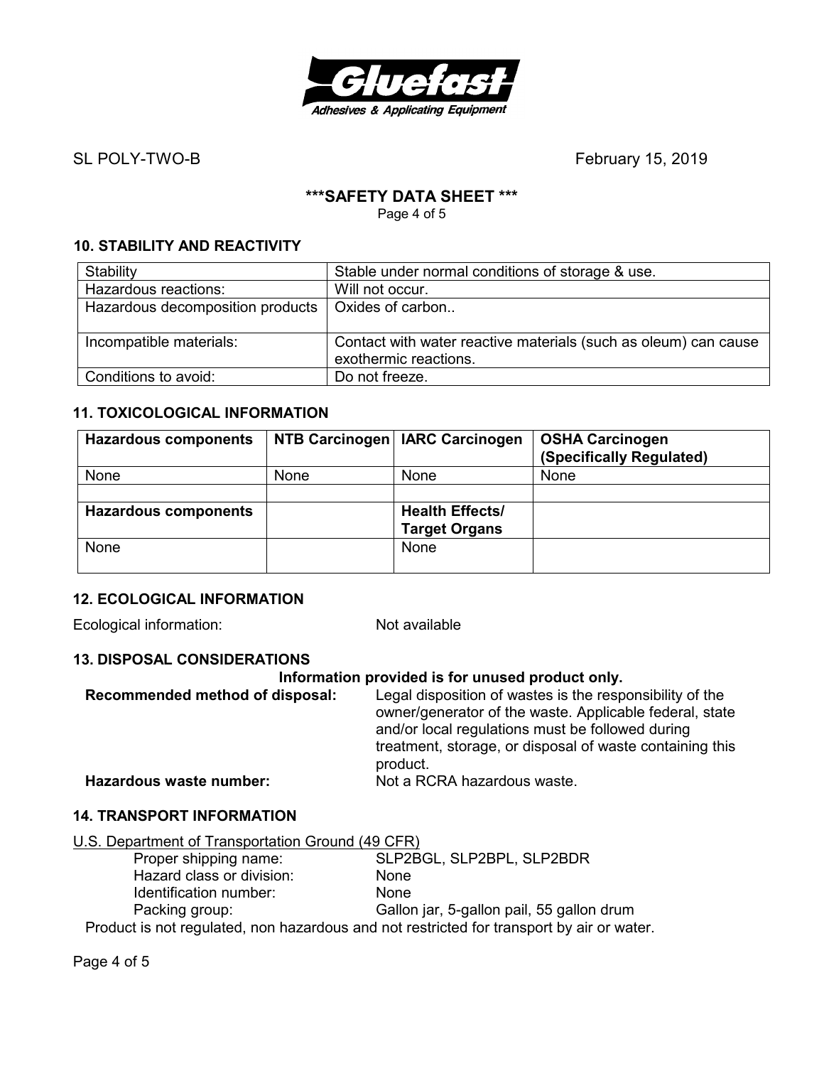SL POLY-TWO-B February 15, 2019

**\*\*\*SAFETY DATA SHEET \*\*\***

### 10. STABILITY AND REACTIVITY

| Stability | Stable under normal conditions of storage & use. |
| --- | --- |
| Hazardous reactions: | Will not occur. |
| Hazardous decomposition products | Oxides of carbon.. |
| Incompatible materials: | Contact with water reactive materials (such as oleum) can cause exothermic reactions. |
| Conditions to avoid: | Do not freeze. |

### 11. TOXICOLOGICAL INFORMATION

| **Hazardous components** | **NTB Carcinogen** | **IARC Carcinogen** | **OSHA Carcinogen (Specifically Regulated)** |
| --- | --- | --- | --- |
| None | None | None | None |
| | | | |
| **Hazardous components** | | **Health Effects/ Target Organs** | |
| None | | None | |

### 12. ECOLOGICAL INFORMATION

Ecological information: Not available

### 13. DISPOSAL CONSIDERATIONS

**Information provided is for unused product only.**

**Recommended method of disposal:** Legal disposition of wastes is the responsibility of the owner/generator of the waste. Applicable federal, state and/or local regulations must be followed during treatment, storage, or disposal of waste containing this product.

**Hazardous waste number:** Not a RCRA hazardous waste.

### 14. TRANSPORT INFORMATION

U.S. Department of Transportation Ground (49 CFR)

Proper shipping name: SLP2BGL, SLP2BPL, SLP2BDR
Hazard class or division: None
Identification number: None
Packing group: Gallon jar, 5-gallon pail, 55 gallon drum

Product is not regulated, non hazardous and not restricted for transport by air or water.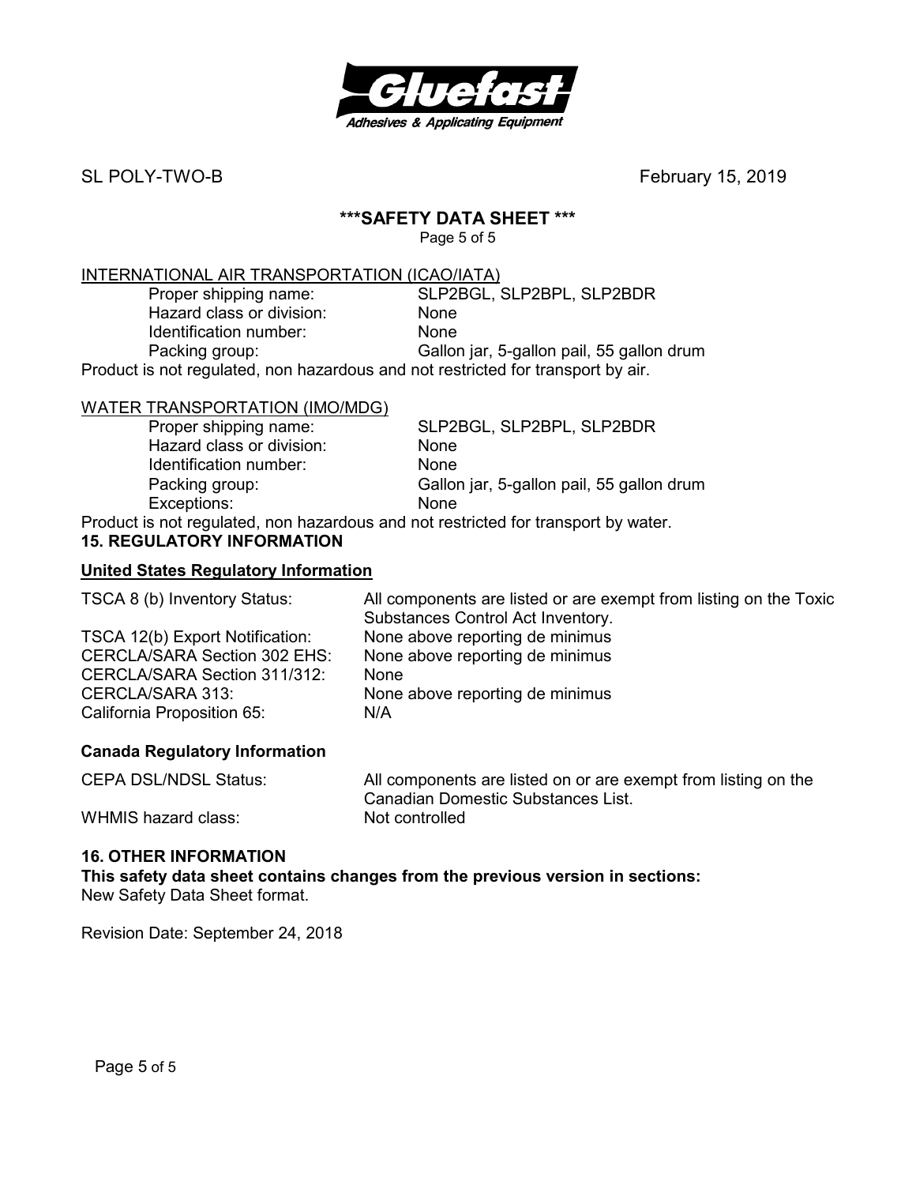INTERNATIONAL AIR TRANSPORTATION (ICAO/IATA)

| | |
|---|---|
| Proper shipping name: | SLP2BGL, SLP2BPL, SLP2BDR |
| Hazard class or division: | None |
| Identification number: | None |
| Packing group: | Gallon jar, 5-gallon pail, 55 gallon drum |

Product is not regulated, non hazardous and not restricted for transport by air.

WATER TRANSPORTATION (IMO/MDG)

| | |
|---|---|
| Proper shipping name: | SLP2BGL, SLP2BPL, SLP2BDR |
| Hazard class or division: | None |
| Identification number: | None |
| Packing group: | Gallon jar, 5-gallon pail, 55 gallon drum |
| Exceptions: | None |

Product is not regulated, non hazardous and not restricted for transport by water.

## 15. REGULATORY INFORMATION

### United States Regulatory Information

| | |
|---|---|
| TSCA 8 (b) Inventory Status: | All components are listed or are exempt from listing on the Toxic Substances Control Act Inventory. |
| TSCA 12(b) Export Notification: | None above reporting de minimus |
| CERCLA/SARA Section 302 EHS: | None above reporting de minimus |
| CERCLA/SARA Section 311/312: | None |
| CERCLA/SARA 313: | None above reporting de minimus |
| California Proposition 65: | N/A |

### Canada Regulatory Information

| | |
|---|---|
| CEPA DSL/NDSL Status: | All components are listed on or are exempt from listing on the Canadian Domestic Substances List. |
| WHMIS hazard class: | Not controlled |

## 16. OTHER INFORMATION

**This safety data sheet contains changes from the previous version in sections:**
New Safety Data Sheet format.

Revision Date: September 24, 2018